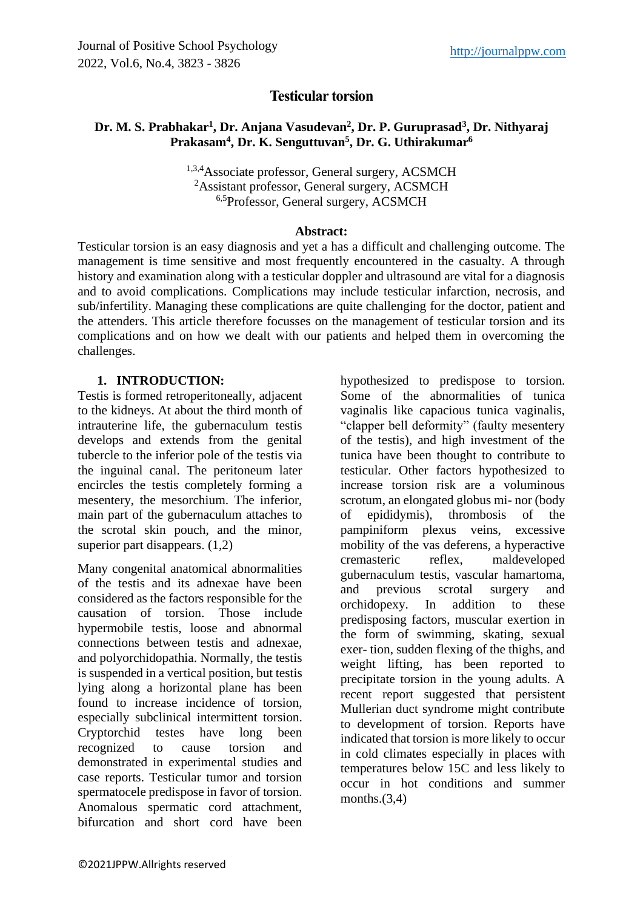# Testicular torsion

**Dr. M. S. Prabhakar[1], Dr. Anjana Vasudevan[2], Dr. P. Guruprasad[3], Dr. Nithyaraj Prakasam[4], Dr. K. Senguttuvan[5], Dr. G. Uthirakumar[6]**

[1,3,4]Associate professor, General surgery, ACSMCH
[2]Assistant professor, General surgery, ACSMCH
[6,5]Professor, General surgery, ACSMCH

**Abstract:**

Testicular torsion is an easy diagnosis and yet a has a difficult and challenging outcome. The management is time sensitive and most frequently encountered in the casualty. A through history and examination along with a testicular doppler and ultrasound are vital for a diagnosis and to avoid complications. Complications may include testicular infarction, necrosis, and sub/infertility. Managing these complications are quite challenging for the doctor, patient and the attenders. This article therefore focusses on the management of testicular torsion and its complications and on how we dealt with our patients and helped them in overcoming the challenges.

## 1. INTRODUCTION:

Testis is formed retroperitoneally, adjacent to the kidneys. At about the third month of intrauterine life, the gubernaculum testis develops and extends from the genital tubercle to the inferior pole of the testis via the inguinal canal. The peritoneum later encircles the testis completely forming a mesentery, the mesorchium. The inferior, main part of the gubernaculum attaches to the scrotal skin pouch, and the minor, superior part disappears. (1,2)

Many congenital anatomical abnormalities of the testis and its adnexae have been considered as the factors responsible for the causation of torsion. Those include hypermobile testis, loose and abnormal connections between testis and adnexae, and polyorchidopathia. Normally, the testis is suspended in a vertical position, but testis lying along a horizontal plane has been found to increase incidence of torsion, especially subclinical intermittent torsion. Cryptorchid testes have long been recognized to cause torsion and demonstrated in experimental studies and case reports. Testicular tumor and torsion spermatocele predispose in favor of torsion. Anomalous spermatic cord attachment, bifurcation and short cord have been hypothesized to predispose to torsion. Some of the abnormalities of tunica vaginalis like capacious tunica vaginalis, "clapper bell deformity" (faulty mesentery of the testis), and high investment of the tunica have been thought to contribute to testicular. Other factors hypothesized to increase torsion risk are a voluminous scrotum, an elongated globus mi- nor (body of epididymis), thrombosis of the pampiniform plexus veins, excessive mobility of the vas deferens, a hyperactive cremasteric reflex, maldeveloped gubernaculum testis, vascular hamartoma, and previous scrotal surgery and orchidopexy. In addition to these predisposing factors, muscular exertion in the form of swimming, skating, sexual exer- tion, sudden flexing of the thighs, and weight lifting, has been reported to precipitate torsion in the young adults. A recent report suggested that persistent Mullerian duct syndrome might contribute to development of torsion. Reports have indicated that torsion is more likely to occur in cold climates especially in places with temperatures below 15C and less likely to occur in hot conditions and summer months.(3,4)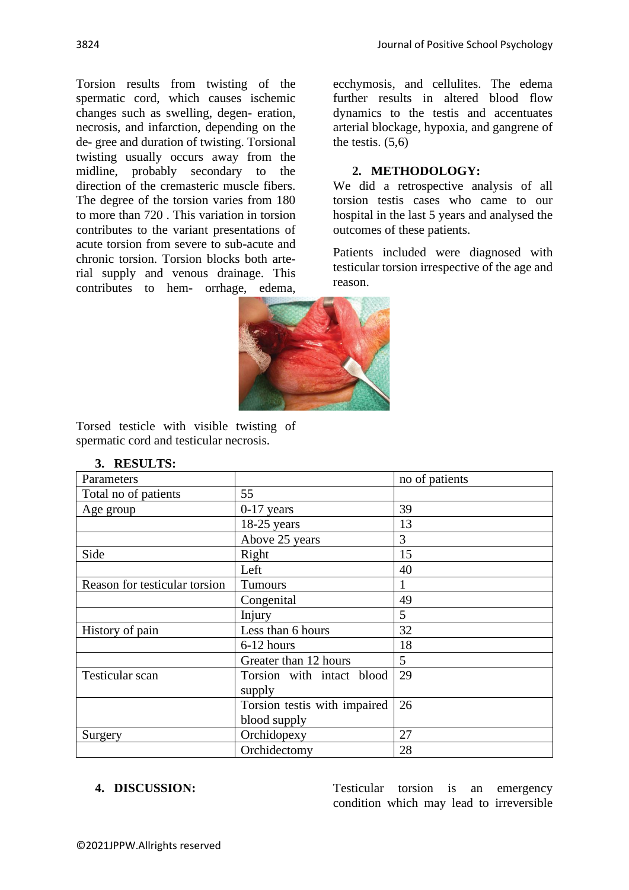Torsion results from twisting of the spermatic cord, which causes ischemic changes such as swelling, degen- eration, necrosis, and infarction, depending on the de- gree and duration of twisting. Torsional twisting usually occurs away from the midline, probably secondary to the direction of the cremasteric muscle fibers. The degree of the torsion varies from 180 to more than 720 . This variation in torsion contributes to the variant presentations of acute torsion from severe to sub-acute and chronic torsion. Torsion blocks both arte- rial supply and venous drainage. This contributes to hem- orrhage, edema, ecchymosis, and cellulites. The edema further results in altered blood flow dynamics to the testis and accentuates arterial blockage, hypoxia, and gangrene of the testis. (5,6)

## 2. METHODOLOGY:

We did a retrospective analysis of all torsion testis cases who came to our hospital in the last 5 years and analysed the outcomes of these patients.

Patients included were diagnosed with testicular torsion irrespective of the age and reason.

Torsed testicle with visible twisting of spermatic cord and testicular necrosis.

## 3. RESULTS:

| Parameters | | no of patients |
|---|---|---|
| Total no of patients | 55 | |
| Age group | 0-17 years | 39 |
| | 18-25 years | 13 |
| | Above 25 years | 3 |
| Side | Right | 15 |
| | Left | 40 |
| Reason for testicular torsion | Tumours | 1 |
| | Congenital | 49 |
| | Injury | 5 |
| History of pain | Less than 6 hours | 32 |
| | 6-12 hours | 18 |
| | Greater than 12 hours | 5 |
| Testicular scan | Torsion with intact blood supply | 29 |
| | Torsion testis with impaired blood supply | 26 |
| Surgery | Orchidopexy | 27 |
| | Orchidectomy | 28 |

## 4. DISCUSSION:

Testicular torsion is an emergency condition which may lead to irreversible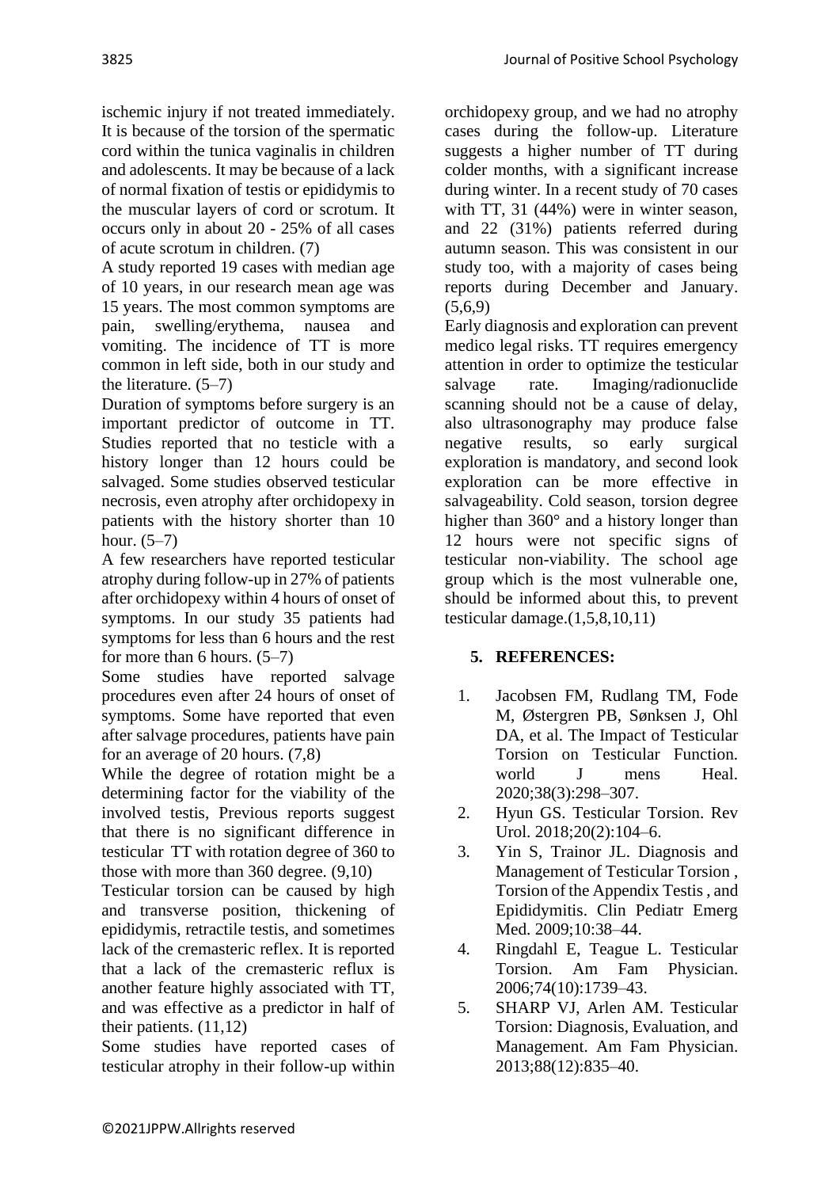ischemic injury if not treated immediately. It is because of the torsion of the spermatic cord within the tunica vaginalis in children and adolescents. It may be because of a lack of normal fixation of testis or epididymis to the muscular layers of cord or scrotum. It occurs only in about 20 - 25% of all cases of acute scrotum in children. (7)

A study reported 19 cases with median age of 10 years, in our research mean age was 15 years. The most common symptoms are pain, swelling/erythema, nausea and vomiting. The incidence of TT is more common in left side, both in our study and the literature. (5–7)

Duration of symptoms before surgery is an important predictor of outcome in TT. Studies reported that no testicle with a history longer than 12 hours could be salvaged. Some studies observed testicular necrosis, even atrophy after orchidopexy in patients with the history shorter than 10 hour. (5–7)

A few researchers have reported testicular atrophy during follow-up in 27% of patients after orchidopexy within 4 hours of onset of symptoms. In our study 35 patients had symptoms for less than 6 hours and the rest for more than 6 hours. (5–7)

Some studies have reported salvage procedures even after 24 hours of onset of symptoms. Some have reported that even after salvage procedures, patients have pain for an average of 20 hours. (7,8)

While the degree of rotation might be a determining factor for the viability of the involved testis, Previous reports suggest that there is no significant difference in testicular TT with rotation degree of 360 to those with more than 360 degree. (9,10)

Testicular torsion can be caused by high and transverse position, thickening of epididymis, retractile testis, and sometimes lack of the cremasteric reflex. It is reported that a lack of the cremasteric reflux is another feature highly associated with TT, and was effective as a predictor in half of their patients. (11,12)

Some studies have reported cases of testicular atrophy in their follow-up within orchidopexy group, and we had no atrophy cases during the follow-up. Literature suggests a higher number of TT during colder months, with a significant increase during winter. In a recent study of 70 cases with TT, 31 (44%) were in winter season, and 22 (31%) patients referred during autumn season. This was consistent in our study too, with a majority of cases being reports during December and January. (5,6,9)

Early diagnosis and exploration can prevent medico legal risks. TT requires emergency attention in order to optimize the testicular salvage rate. Imaging/radionuclide scanning should not be a cause of delay, also ultrasonography may produce false negative results, so early surgical exploration is mandatory, and second look exploration can be more effective in salvageability. Cold season, torsion degree higher than 360° and a history longer than 12 hours were not specific signs of testicular non-viability. The school age group which is the most vulnerable one, should be informed about this, to prevent testicular damage.(1,5,8,10,11)

## 5. REFERENCES:

1. Jacobsen FM, Rudlang TM, Fode M, Østergren PB, Sønksen J, Ohl DA, et al. The Impact of Testicular Torsion on Testicular Function. world J mens Heal. 2020;38(3):298–307.
2. Hyun GS. Testicular Torsion. Rev Urol. 2018;20(2):104–6.
3. Yin S, Trainor JL. Diagnosis and Management of Testicular Torsion , Torsion of the Appendix Testis , and Epididymitis. Clin Pediatr Emerg Med. 2009;10:38–44.
4. Ringdahl E, Teague L. Testicular Torsion. Am Fam Physician. 2006;74(10):1739–43.
5. SHARP VJ, Arlen AM. Testicular Torsion: Diagnosis, Evaluation, and Management. Am Fam Physician. 2013;88(12):835–40.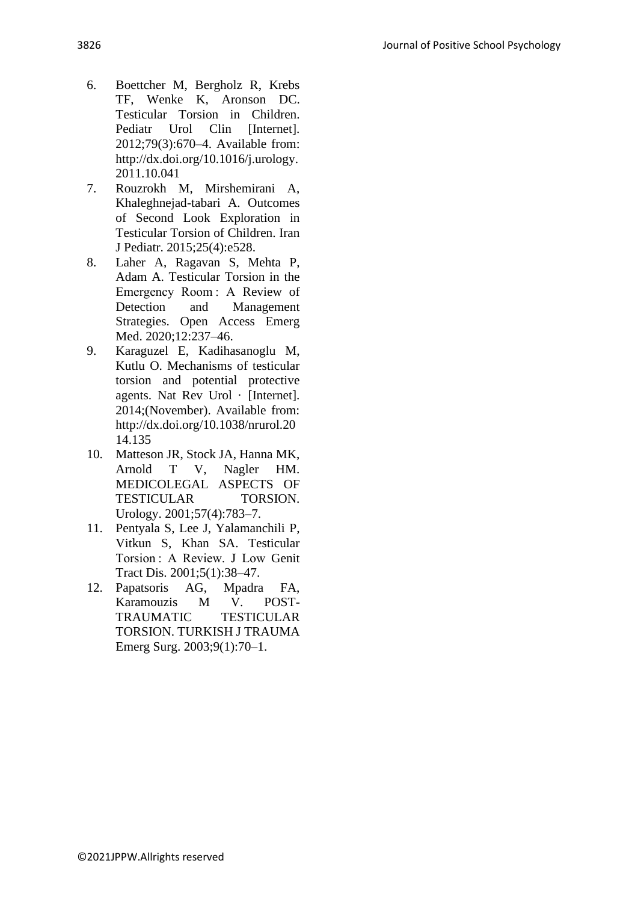6. Boettcher M, Bergholz R, Krebs TF, Wenke K, Aronson DC. Testicular Torsion in Children. Pediatr Urol Clin [Internet]. 2012;79(3):670–4. Available from: http://dx.doi.org/10.1016/j.urology.2011.10.041
7. Rouzrokh M, Mirshemirani A, Khaleghnejad-tabari A. Outcomes of Second Look Exploration in Testicular Torsion of Children. Iran J Pediatr. 2015;25(4):e528.
8. Laher A, Ragavan S, Mehta P, Adam A. Testicular Torsion in the Emergency Room : A Review of Detection and Management Strategies. Open Access Emerg Med. 2020;12:237–46.
9. Karaguzel E, Kadihasanoglu M, Kutlu O. Mechanisms of testicular torsion and potential protective agents. Nat Rev Urol · [Internet]. 2014;(November). Available from: http://dx.doi.org/10.1038/nrurol.2014.135
10. Matteson JR, Stock JA, Hanna MK, Arnold T V, Nagler HM. MEDICOLEGAL ASPECTS OF TESTICULAR TORSION. Urology. 2001;57(4):783–7.
11. Pentyala S, Lee J, Yalamanchili P, Vitkun S, Khan SA. Testicular Torsion : A Review. J Low Genit Tract Dis. 2001;5(1):38–47.
12. Papatsoris AG, Mpadra FA, Karamouzis M V. POST-TRAUMATIC TESTICULAR TORSION. TURKISH J TRAUMA Emerg Surg. 2003;9(1):70–1.